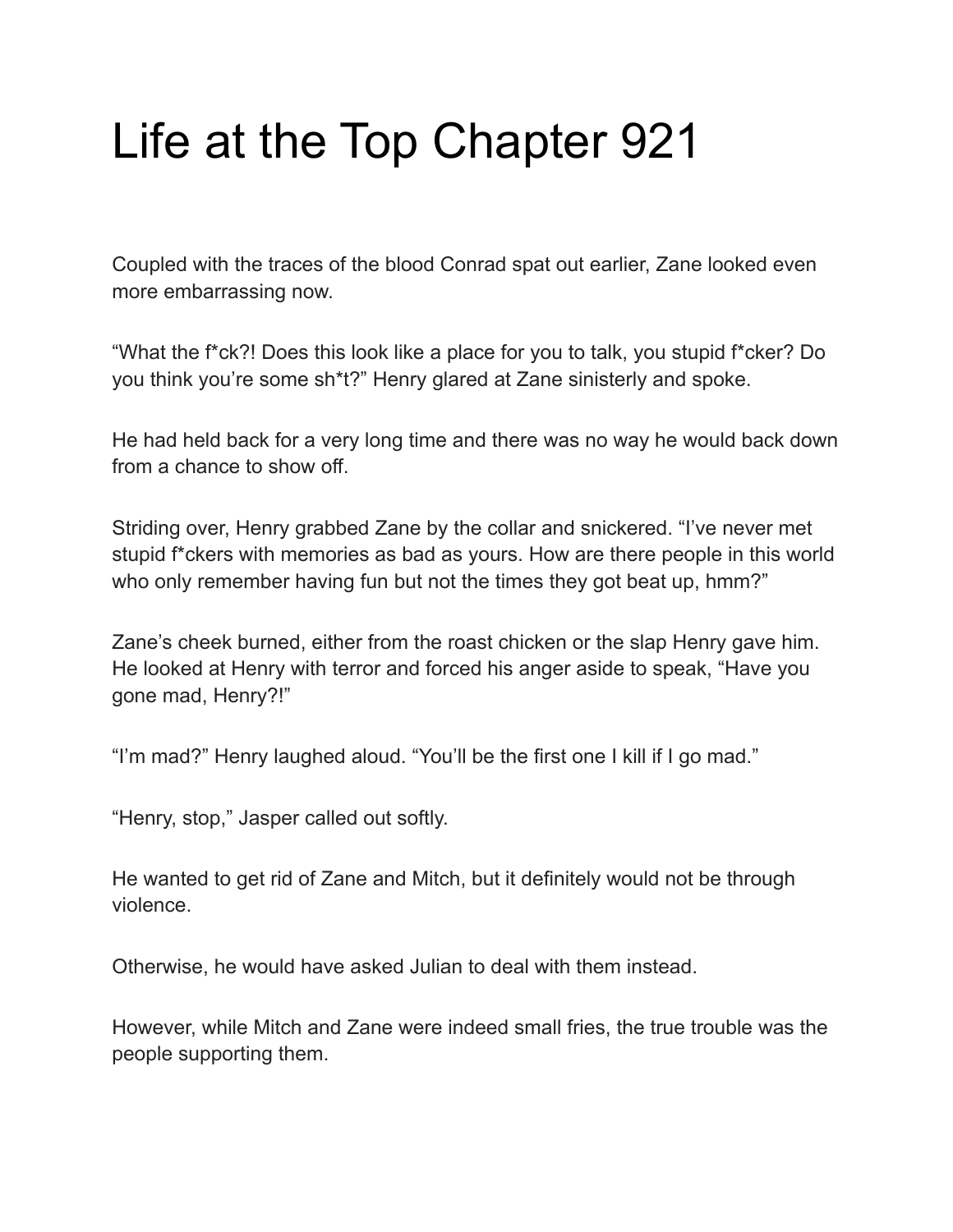# Life at the Top Chapter 921

Coupled with the traces of the blood Conrad spat out earlier, Zane looked even more embarrassing now.

“What the f*ck?! Does this look like a place for you to talk, you stupid f*cker? Do you think you’re some sh*t?” Henry glared at Zane sinisterly and spoke.

He had held back for a very long time and there was no way he would back down from a chance to show off.

Striding over, Henry grabbed Zane by the collar and snickered. “I’ve never met stupid f*ckers with memories as bad as yours. How are there people in this world who only remember having fun but not the times they got beat up, hmm?”

Zane’s cheek burned, either from the roast chicken or the slap Henry gave him. He looked at Henry with terror and forced his anger aside to speak, “Have you gone mad, Henry?!”

“I’m mad?” Henry laughed aloud. “You’ll be the first one I kill if I go mad.”

“Henry, stop,” Jasper called out softly.

He wanted to get rid of Zane and Mitch, but it definitely would not be through violence.

Otherwise, he would have asked Julian to deal with them instead.

However, while Mitch and Zane were indeed small fries, the true trouble was the people supporting them.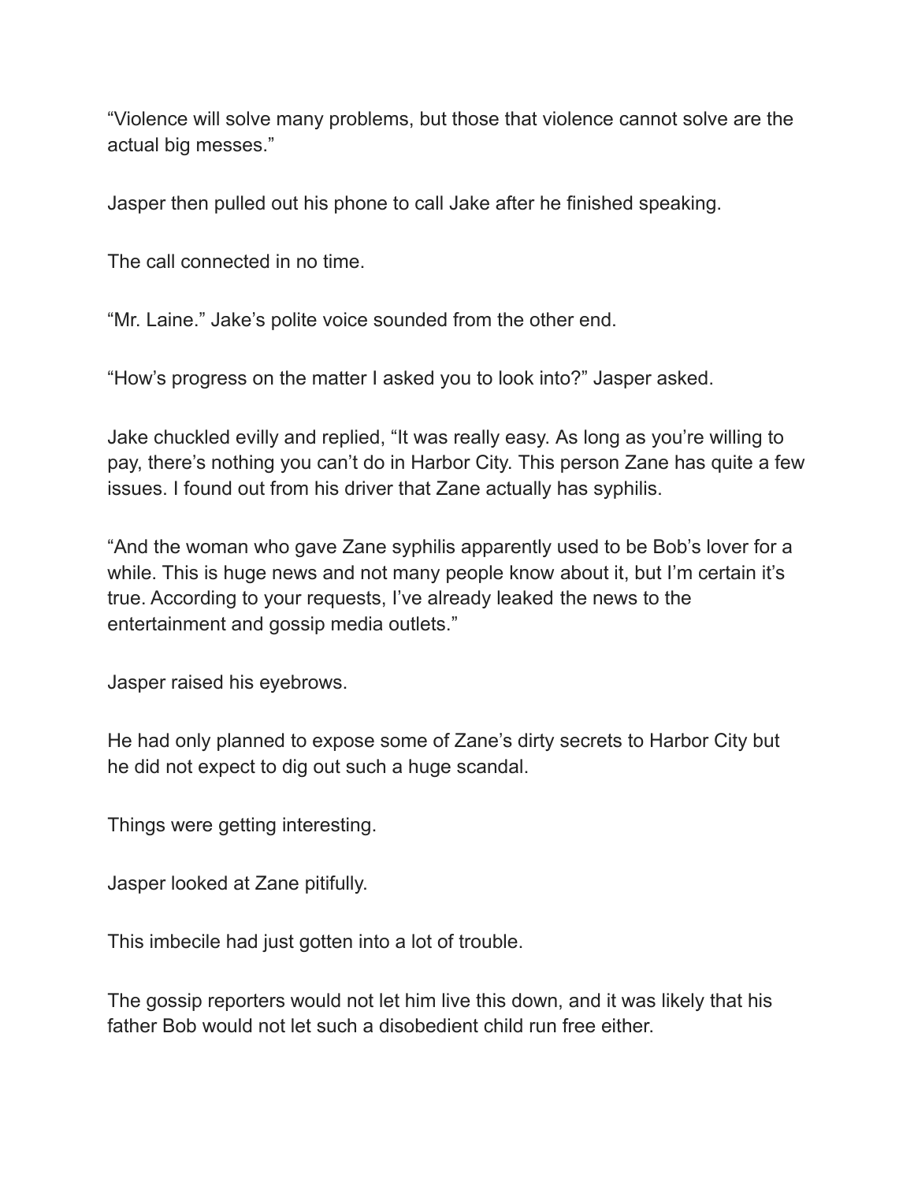"Violence will solve many problems, but those that violence cannot solve are the actual big messes."

Jasper then pulled out his phone to call Jake after he finished speaking.

The call connected in no time.

"Mr. Laine." Jake's polite voice sounded from the other end.

"How's progress on the matter I asked you to look into?" Jasper asked.

Jake chuckled evilly and replied, "It was really easy. As long as you're willing to pay, there's nothing you can't do in Harbor City. This person Zane has quite a few issues. I found out from his driver that Zane actually has syphilis.

"And the woman who gave Zane syphilis apparently used to be Bob's lover for a while. This is huge news and not many people know about it, but I'm certain it's true. According to your requests, I've already leaked the news to the entertainment and gossip media outlets."

Jasper raised his eyebrows.

He had only planned to expose some of Zane's dirty secrets to Harbor City but he did not expect to dig out such a huge scandal.

Things were getting interesting.

Jasper looked at Zane pitifully.

This imbecile had just gotten into a lot of trouble.

The gossip reporters would not let him live this down, and it was likely that his father Bob would not let such a disobedient child run free either.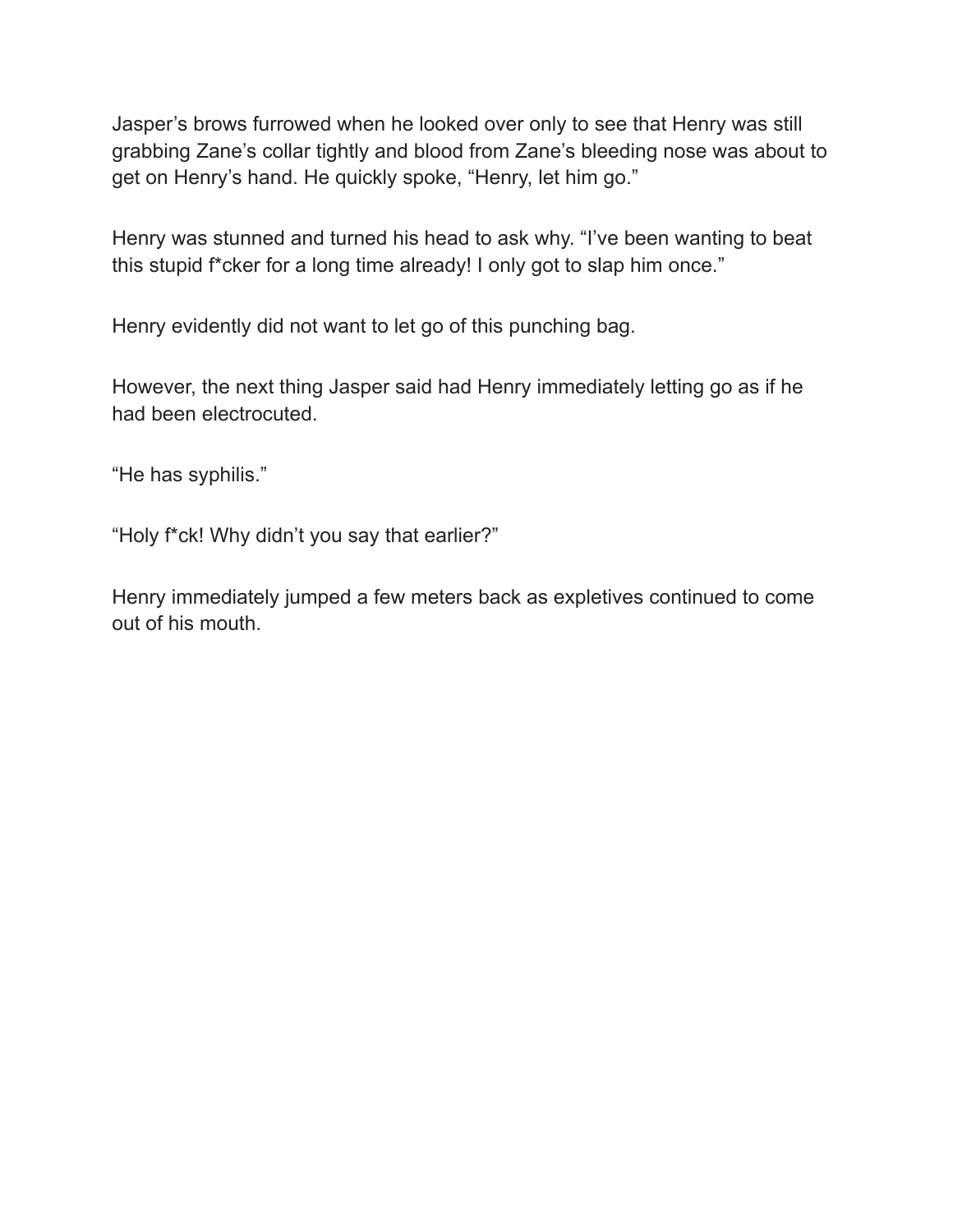Jasper's brows furrowed when he looked over only to see that Henry was still grabbing Zane's collar tightly and blood from Zane's bleeding nose was about to get on Henry's hand. He quickly spoke, "Henry, let him go."

Henry was stunned and turned his head to ask why. "I've been wanting to beat this stupid f*cker for a long time already! I only got to slap him once."

Henry evidently did not want to let go of this punching bag.

However, the next thing Jasper said had Henry immediately letting go as if he had been electrocuted.

"He has syphilis."

"Holy f*ck! Why didn't you say that earlier?"

Henry immediately jumped a few meters back as expletives continued to come out of his mouth.